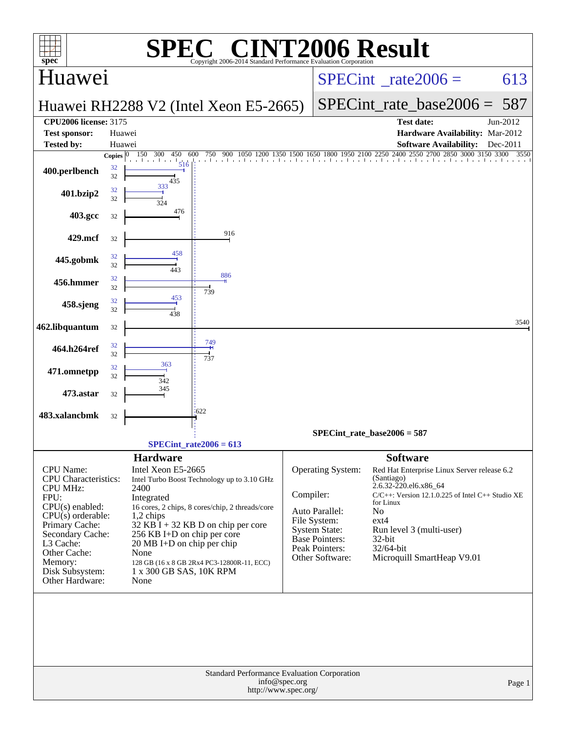# SPEC CINT2006 Result

Copyright 2006-2014 Standard Performance Evaluation Corporation

## Huawei

**Huawei RH2288 V2 (Intel Xeon E5-2665)**

SPECint_rate2006 = 613

SPECint_rate_base2006 = 587

| | | | |
|---|---|---|---|
| **CPU2006 license:** | 3175 | **Test date:** | Jun-2012 |
| **Test sponsor:** | Huawei | **Hardware Availability:** | Mar-2012 |
| **Tested by:** | Huawei | **Software Availability:** | Dec-2011 |

| Benchmark | Copies | Peak | Base |
|---|---|---|---|
| 400.perlbench | 32 | 516 | 435 |
| 401.bzip2 | 32 | 333 | 324 |
| 403.gcc | 32 | | 476 |
| 429.mcf | 32 | | 916 |
| 445.gobmk | 32 | 458 | 443 |
| 456.hmmer | 32 | 886 | 739 |
| 458.sjeng | 32 | 453 | 438 |
| 462.libquantum | 32 | | 3540 |
| 464.h264ref | 32 | 749 | 737 |
| 471.omnetpp | 32 | 363 | 342 |
| 473.astar | 32 | | 345 |
| 483.xalancbmk | 32 | | 622 |

SPECint_rate_base2006 = 587

SPECint_rate2006 = 613

### Hardware

| | |
|---|---|
| CPU Name: | Intel Xeon E5-2665 |
| CPU Characteristics: | Intel Turbo Boost Technology up to 3.10 GHz |
| CPU MHz: | 2400 |
| FPU: | Integrated |
| CPU(s) enabled: | 16 cores, 2 chips, 8 cores/chip, 2 threads/core |
| CPU(s) orderable: | 1,2 chips |
| Primary Cache: | 32 KB I + 32 KB D on chip per core |
| Secondary Cache: | 256 KB I+D on chip per core |
| L3 Cache: | 20 MB I+D on chip per chip |
| Other Cache: | None |
| Memory: | 128 GB (16 x 8 GB 2Rx4 PC3-12800R-11, ECC) |
| Disk Subsystem: | 1 x 300 GB SAS, 10K RPM |
| Other Hardware: | None |

### Software

| | |
|---|---|
| Operating System: | Red Hat Enterprise Linux Server release 6.2 (Santiago) 2.6.32-220.el6.x86_64 |
| Compiler: | C/C++: Version 12.1.0.225 of Intel C++ Studio XE for Linux |
| Auto Parallel: | No |
| File System: | ext4 |
| System State: | Run level 3 (multi-user) |
| Base Pointers: | 32-bit |
| Peak Pointers: | 32/64-bit |
| Other Software: | Microquill SmartHeap V9.01 |

Standard Performance Evaluation Corporation
info@spec.org
http://www.spec.org/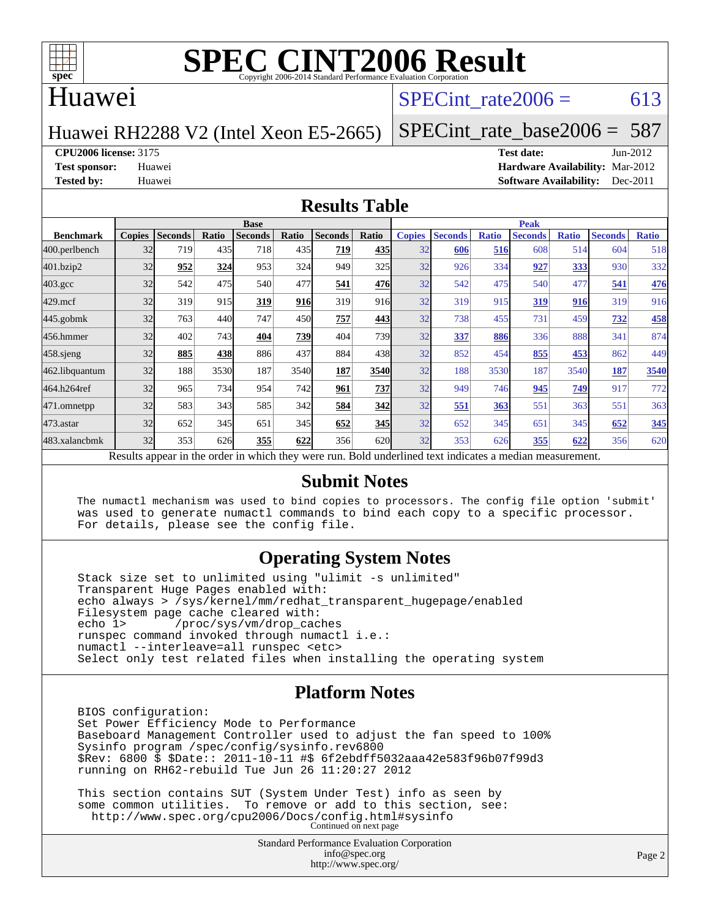# SPEC CINT2006 Result

Copyright 2006-2014 Standard Performance Evaluation Corporation

## Huawei

Huawei RH2288 V2 (Intel Xeon E5-2665)

SPECint_rate2006 = 613

SPECint_rate_base2006 = 587

**CPU2006 license:** 3175
**Test sponsor:** Huawei
**Tested by:** Huawei

**Test date:** Jun-2012
**Hardware Availability:** Mar-2012
**Software Availability:** Dec-2011

## Results Table

| Benchmark | Base | | | | | | | Peak | | | | | | |
|---|---|---|---|---|---|---|---|---|---|---|---|---|---|---|
| | Copies | Seconds | Ratio | Seconds | Ratio | Seconds | Ratio | Copies | Seconds | Ratio | Seconds | Ratio | Seconds | Ratio |
| 400.perlbench | 32 | 719 | 435 | 718 | 435 | **719** | **435** | 32 | **606** | **516** | 608 | 514 | 604 | 518 |
| 401.bzip2 | 32 | **952** | **324** | 953 | 324 | 949 | 325 | 32 | 926 | 334 | **927** | **333** | 930 | 332 |
| 403.gcc | 32 | 542 | 475 | 540 | 477 | **541** | **476** | 32 | 542 | 475 | 540 | 477 | **541** | **476** |
| 429.mcf | 32 | 319 | 915 | **319** | **916** | 319 | 916 | 32 | 319 | 915 | **319** | **916** | 319 | 916 |
| 445.gobmk | 32 | 763 | 440 | 747 | 450 | **757** | **443** | 32 | 738 | 455 | 731 | 459 | **732** | **458** |
| 456.hmmer | 32 | 402 | 743 | **404** | **739** | 404 | 739 | 32 | **337** | **886** | 336 | 888 | 341 | 874 |
| 458.sjeng | 32 | **885** | **438** | 886 | 437 | 884 | 438 | 32 | 852 | 454 | **855** | **453** | 862 | 449 |
| 462.libquantum | 32 | 188 | 3530 | 187 | 3540 | **187** | **3540** | 32 | 188 | 3530 | 187 | 3540 | **187** | **3540** |
| 464.h264ref | 32 | 965 | 734 | 954 | 742 | **961** | **737** | 32 | 949 | 746 | **945** | **749** | 917 | 772 |
| 471.omnetpp | 32 | 583 | 343 | 585 | 342 | **584** | **342** | 32 | **551** | **363** | 551 | 363 | 551 | 363 |
| 473.astar | 32 | 652 | 345 | 651 | 345 | **652** | **345** | 32 | 652 | 345 | 651 | 345 | **652** | **345** |
| 483.xalancbmk | 32 | 353 | 626 | **355** | **622** | 356 | 620 | 32 | 353 | 626 | **355** | **622** | 356 | 620 |

Results appear in the order in which they were run. Bold underlined text indicates a median measurement.

## Submit Notes

```
The numactl mechanism was used to bind copies to processors. The config file option 'submit'
was used to generate numactl commands to bind each copy to a specific processor.
For details, please see the config file.
```

## Operating System Notes

```
Stack size set to unlimited using "ulimit -s unlimited"
Transparent Huge Pages enabled with:
echo always > /sys/kernel/mm/redhat_transparent_hugepage/enabled
Filesystem page cache cleared with:
echo 1>       /proc/sys/vm/drop_caches
runspec command invoked through numactl i.e.:
numactl --interleave=all runspec <etc>
Select only test related files when installing the operating system
```

## Platform Notes

```
BIOS configuration:
Set Power Efficiency Mode to Performance
Baseboard Management Controller used to adjust the fan speed to 100%
Sysinfo program /spec/config/sysinfo.rev6800
$Rev: 6800 $ $Date:: 2011-10-11 #$ 6f2ebdff5032aaa42e583f96b07f99d3
running on RH62-rebuild Tue Jun 26 11:20:27 2012

This section contains SUT (System Under Test) info as seen by
some common utilities.  To remove or add to this section, see:
  http://www.spec.org/cpu2006/Docs/config.html#sysinfo
```

Continued on next page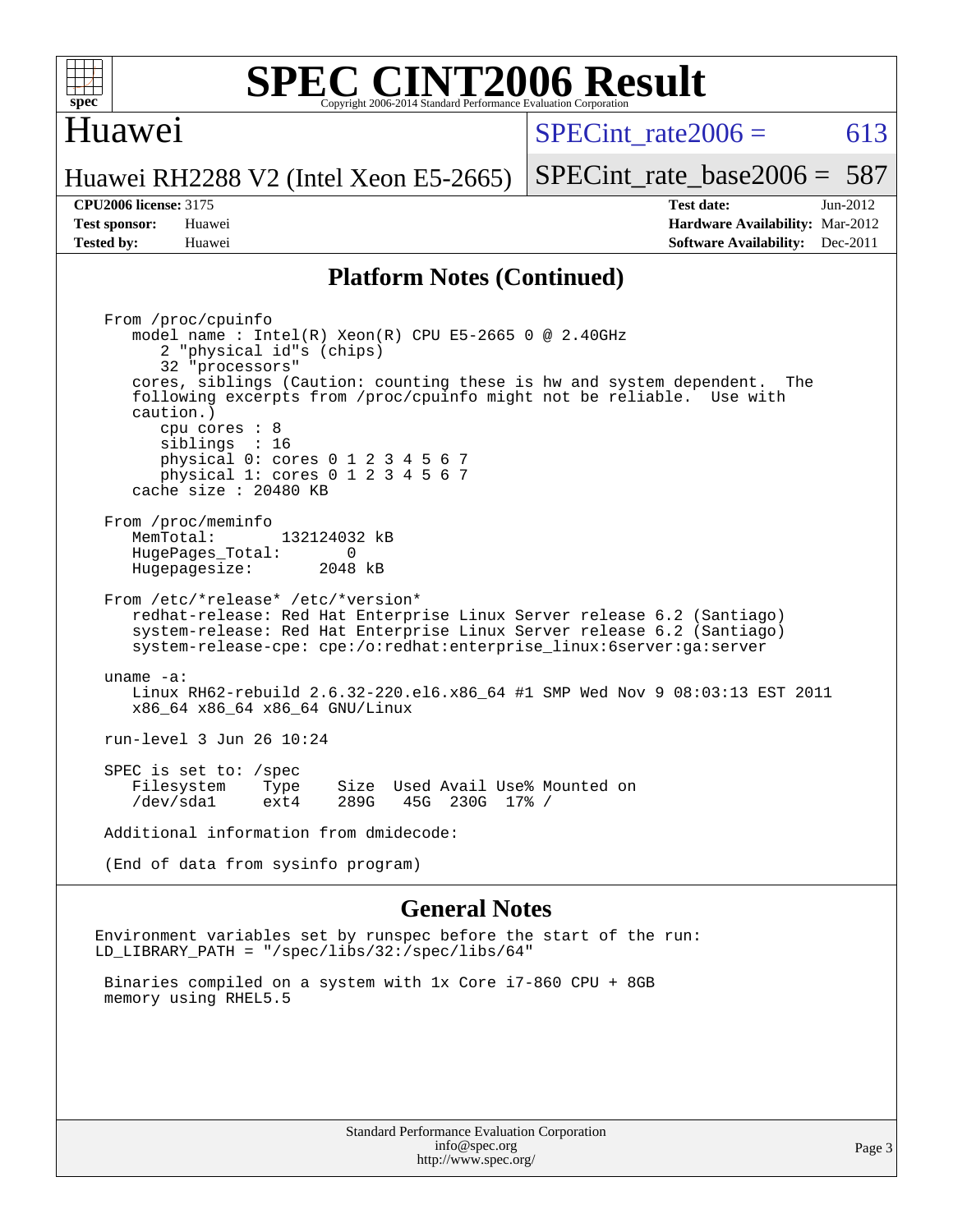# SPEC CINT2006 Result

## Huawei

**Huawei RH2288 V2 (Intel Xeon E5-2665)**

SPECint_rate2006 = 613

SPECint_rate_base2006 = 587

**CPU2006 license:** 3175
**Test sponsor:** Huawei
**Tested by:** Huawei

**Test date:** Jun-2012
**Hardware Availability:** Mar-2012
**Software Availability:** Dec-2011

## Platform Notes (Continued)

```
From /proc/cpuinfo
   model name : Intel(R) Xeon(R) CPU E5-2665 0 @ 2.40GHz
      2 "physical id"s (chips)
      32 "processors"
   cores, siblings (Caution: counting these is hw and system dependent.  The
   following excerpts from /proc/cpuinfo might not be reliable.  Use with
   caution.)
      cpu cores : 8
      siblings  : 16
      physical 0: cores 0 1 2 3 4 5 6 7
      physical 1: cores 0 1 2 3 4 5 6 7
   cache size : 20480 KB

From /proc/meminfo
   MemTotal:       132124032 kB
   HugePages_Total:       0
   Hugepagesize:       2048 kB

From /etc/*release* /etc/*version*
   redhat-release: Red Hat Enterprise Linux Server release 6.2 (Santiago)
   system-release: Red Hat Enterprise Linux Server release 6.2 (Santiago)
   system-release-cpe: cpe:/o:redhat:enterprise_linux:6server:ga:server

uname -a:
   Linux RH62-rebuild 2.6.32-220.el6.x86_64 #1 SMP Wed Nov 9 08:03:13 EST 2011
   x86_64 x86_64 x86_64 GNU/Linux

run-level 3 Jun 26 10:24

SPEC is set to: /spec
   Filesystem    Type    Size  Used Avail Use% Mounted on
   /dev/sda1     ext4    289G   45G  230G  17% /

Additional information from dmidecode:

(End of data from sysinfo program)
```

## General Notes

```
Environment variables set by runspec before the start of the run:
LD_LIBRARY_PATH = "/spec/libs/32:/spec/libs/64"

 Binaries compiled on a system with 1x Core i7-860 CPU + 8GB
 memory using RHEL5.5
```

Standard Performance Evaluation Corporation
info@spec.org
http://www.spec.org/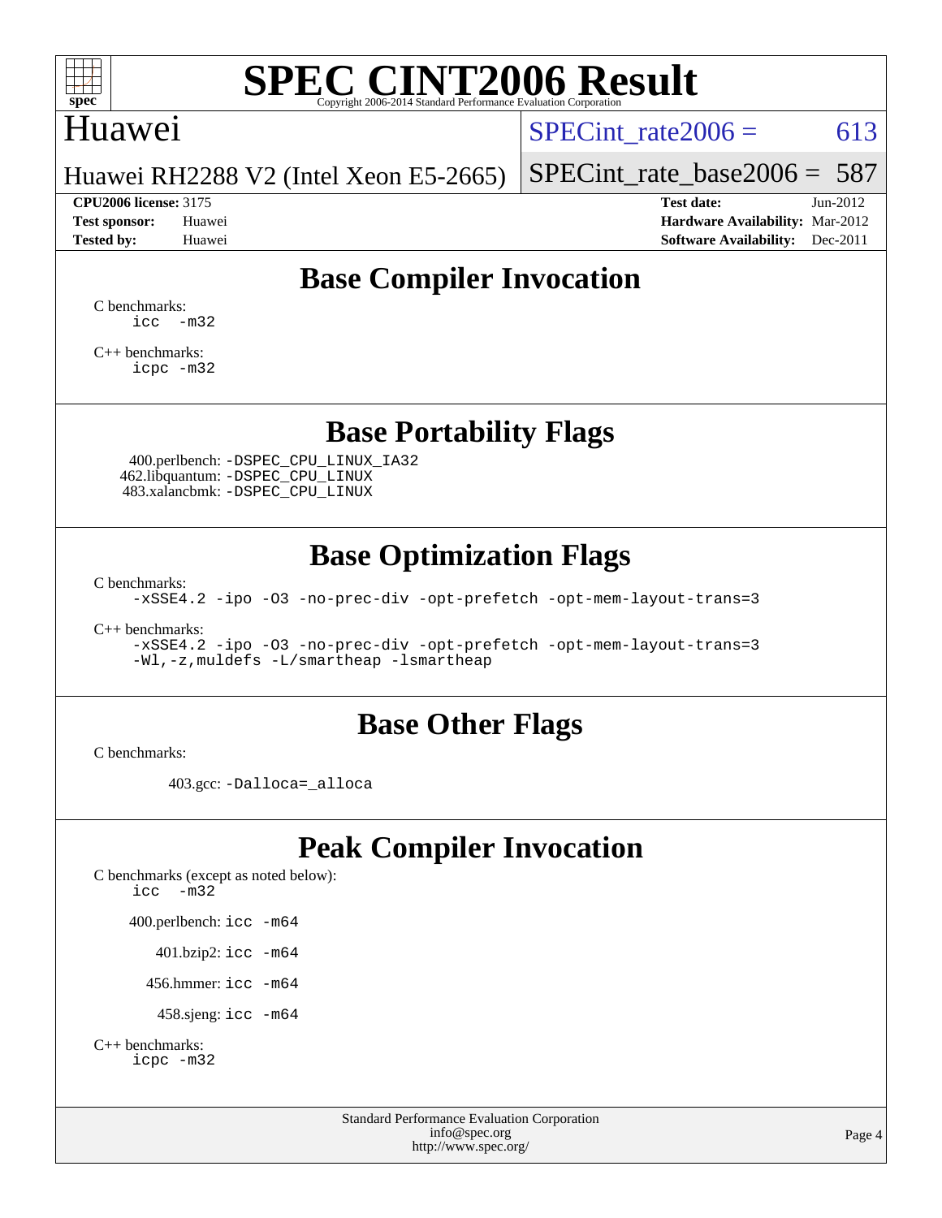# SPEC CINT2006 Result

Copyright 2006-2014 Standard Performance Evaluation Corporation

## Huawei

Huawei RH2288 V2 (Intel Xeon E5-2665)

SPECint_rate2006 = 613

SPECint_rate_base2006 = 587

**CPU2006 license:** 3175
**Test sponsor:** Huawei
**Tested by:** Huawei

**Test date:** Jun-2012
**Hardware Availability:** Mar-2012
**Software Availability:** Dec-2011

## Base Compiler Invocation

C benchmarks:
```
icc -m32
```

C++ benchmarks:
```
icpc -m32
```

## Base Portability Flags

400.perlbench: `-DSPEC_CPU_LINUX_IA32`
462.libquantum: `-DSPEC_CPU_LINUX`
483.xalancbmk: `-DSPEC_CPU_LINUX`

## Base Optimization Flags

C benchmarks:
```
-xSSE4.2 -ipo -O3 -no-prec-div -opt-prefetch -opt-mem-layout-trans=3
```

C++ benchmarks:
```
-xSSE4.2 -ipo -O3 -no-prec-div -opt-prefetch -opt-mem-layout-trans=3
-Wl,-z,muldefs -L/smartheap -lsmartheap
```

## Base Other Flags

C benchmarks:

403.gcc: `-Dalloca=_alloca`

## Peak Compiler Invocation

C benchmarks (except as noted below):
```
icc -m32
```

400.perlbench: `icc -m64`

401.bzip2: `icc -m64`

456.hmmer: `icc -m64`

458.sjeng: `icc -m64`

C++ benchmarks:
```
icpc -m32
```

Standard Performance Evaluation Corporation
info@spec.org
http://www.spec.org/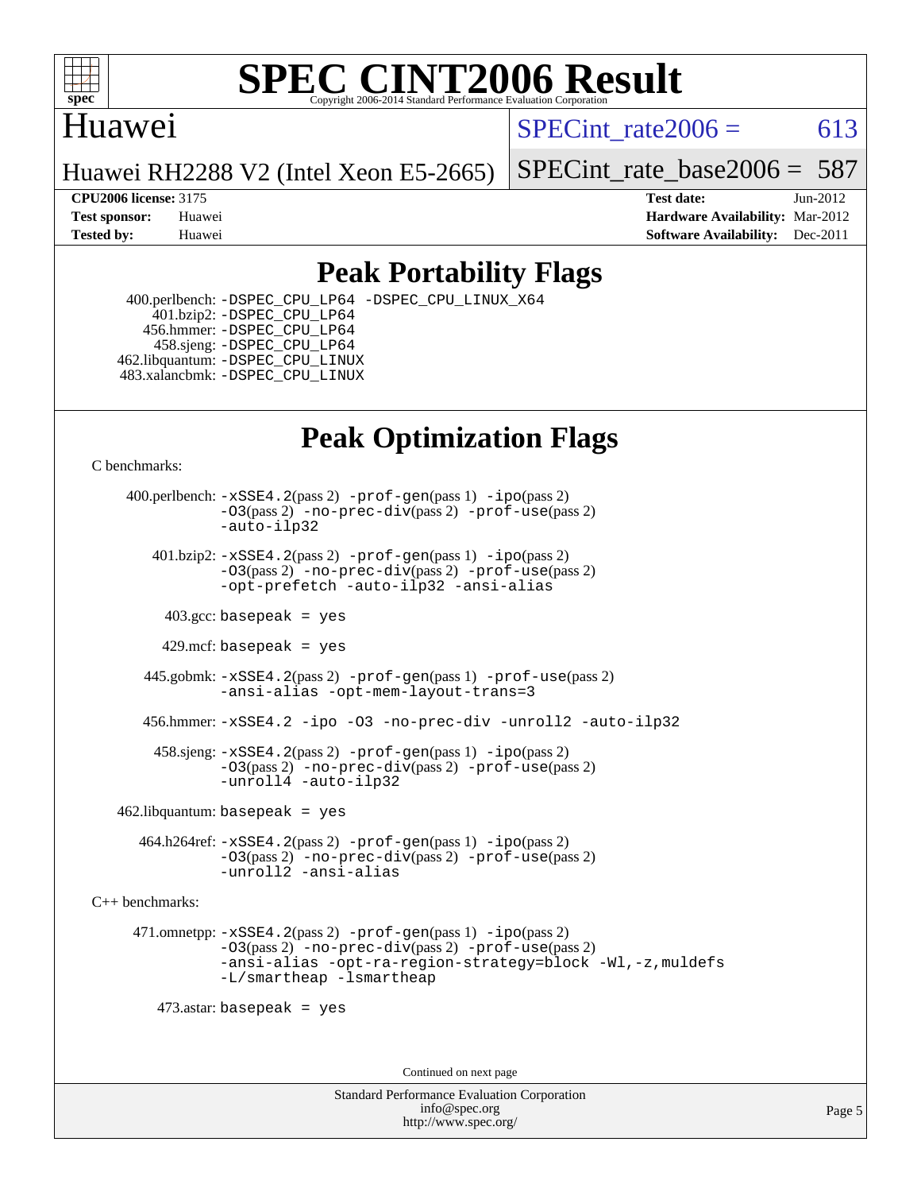# SPEC CINT2006 Result

Copyright 2006-2014 Standard Performance Evaluation Corporation

## Huawei

Huawei RH2288 V2 (Intel Xeon E5-2665)

SPECint_rate2006 = 613

SPECint_rate_base2006 = 587

**CPU2006 license:** 3175
**Test sponsor:** Huawei
**Tested by:** Huawei

**Test date:** Jun-2012
**Hardware Availability:** Mar-2012
**Software Availability:** Dec-2011

## Peak Portability Flags

400.perlbench: -DSPEC_CPU_LP64 -DSPEC_CPU_LINUX_X64
401.bzip2: -DSPEC_CPU_LP64
456.hmmer: -DSPEC_CPU_LP64
458.sjeng: -DSPEC_CPU_LP64
462.libquantum: -DSPEC_CPU_LINUX
483.xalancbmk: -DSPEC_CPU_LINUX

## Peak Optimization Flags

C benchmarks:

400.perlbench: -xSSE4.2(pass 2) -prof-gen(pass 1) -ipo(pass 2) -O3(pass 2) -no-prec-div(pass 2) -prof-use(pass 2) -auto-ilp32

401.bzip2: -xSSE4.2(pass 2) -prof-gen(pass 1) -ipo(pass 2) -O3(pass 2) -no-prec-div(pass 2) -prof-use(pass 2) -opt-prefetch -auto-ilp32 -ansi-alias

403.gcc: basepeak = yes

429.mcf: basepeak = yes

445.gobmk: -xSSE4.2(pass 2) -prof-gen(pass 1) -prof-use(pass 2) -ansi-alias -opt-mem-layout-trans=3

456.hmmer: -xSSE4.2 -ipo -O3 -no-prec-div -unroll2 -auto-ilp32

458.sjeng: -xSSE4.2(pass 2) -prof-gen(pass 1) -ipo(pass 2) -O3(pass 2) -no-prec-div(pass 2) -prof-use(pass 2) -unroll4 -auto-ilp32

462.libquantum: basepeak = yes

464.h264ref: -xSSE4.2(pass 2) -prof-gen(pass 1) -ipo(pass 2) -O3(pass 2) -no-prec-div(pass 2) -prof-use(pass 2) -unroll2 -ansi-alias

C++ benchmarks:

471.omnetpp: -xSSE4.2(pass 2) -prof-gen(pass 1) -ipo(pass 2) -O3(pass 2) -no-prec-div(pass 2) -prof-use(pass 2) -ansi-alias -opt-ra-region-strategy=block -Wl,-z,muldefs -L/smartheap -lsmartheap

473.astar: basepeak = yes

Continued on next page

Standard Performance Evaluation Corporation
info@spec.org
http://www.spec.org/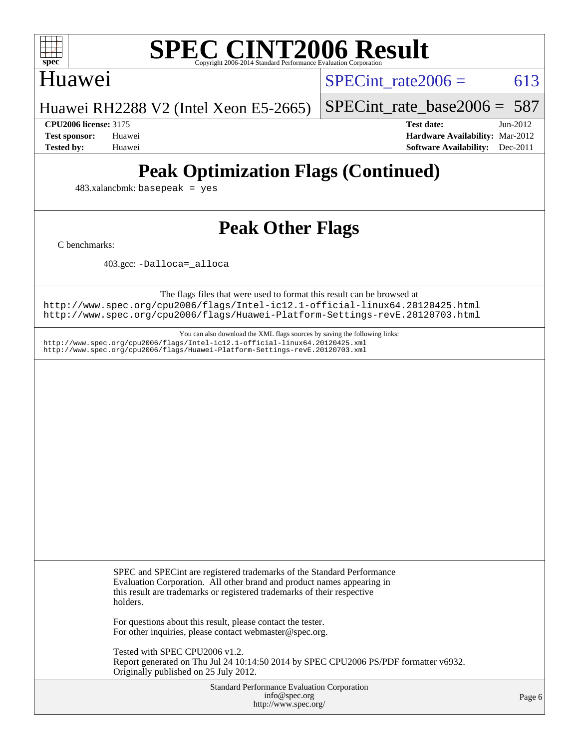# SPEC CINT2006 Result

Copyright 2006-2014 Standard Performance Evaluation Corporation

Huawei

Huawei RH2288 V2 (Intel Xeon E5-2665)

SPECint_rate2006 = 613

SPECint_rate_base2006 = 587

**CPU2006 license:** 3175
**Test sponsor:** Huawei
**Tested by:** Huawei

**Test date:** Jun-2012
**Hardware Availability:** Mar-2012
**Software Availability:** Dec-2011

## Peak Optimization Flags (Continued)

483.xalancbmk: basepeak = yes

## Peak Other Flags

C benchmarks:

403.gcc: -Dalloca=_alloca

The flags files that were used to format this result can be browsed at
http://www.spec.org/cpu2006/flags/Intel-ic12.1-official-linux64.20120425.html
http://www.spec.org/cpu2006/flags/Huawei-Platform-Settings-revE.20120703.html

You can also download the XML flags sources by saving the following links:
http://www.spec.org/cpu2006/flags/Intel-ic12.1-official-linux64.20120425.xml
http://www.spec.org/cpu2006/flags/Huawei-Platform-Settings-revE.20120703.xml

SPEC and SPECint are registered trademarks of the Standard Performance Evaluation Corporation. All other brand and product names appearing in this result are trademarks or registered trademarks of their respective holders.

For questions about this result, please contact the tester.
For other inquiries, please contact webmaster@spec.org.

Tested with SPEC CPU2006 v1.2.
Report generated on Thu Jul 24 10:14:50 2014 by SPEC CPU2006 PS/PDF formatter v6932.
Originally published on 25 July 2012.

Standard Performance Evaluation Corporation
info@spec.org
http://www.spec.org/